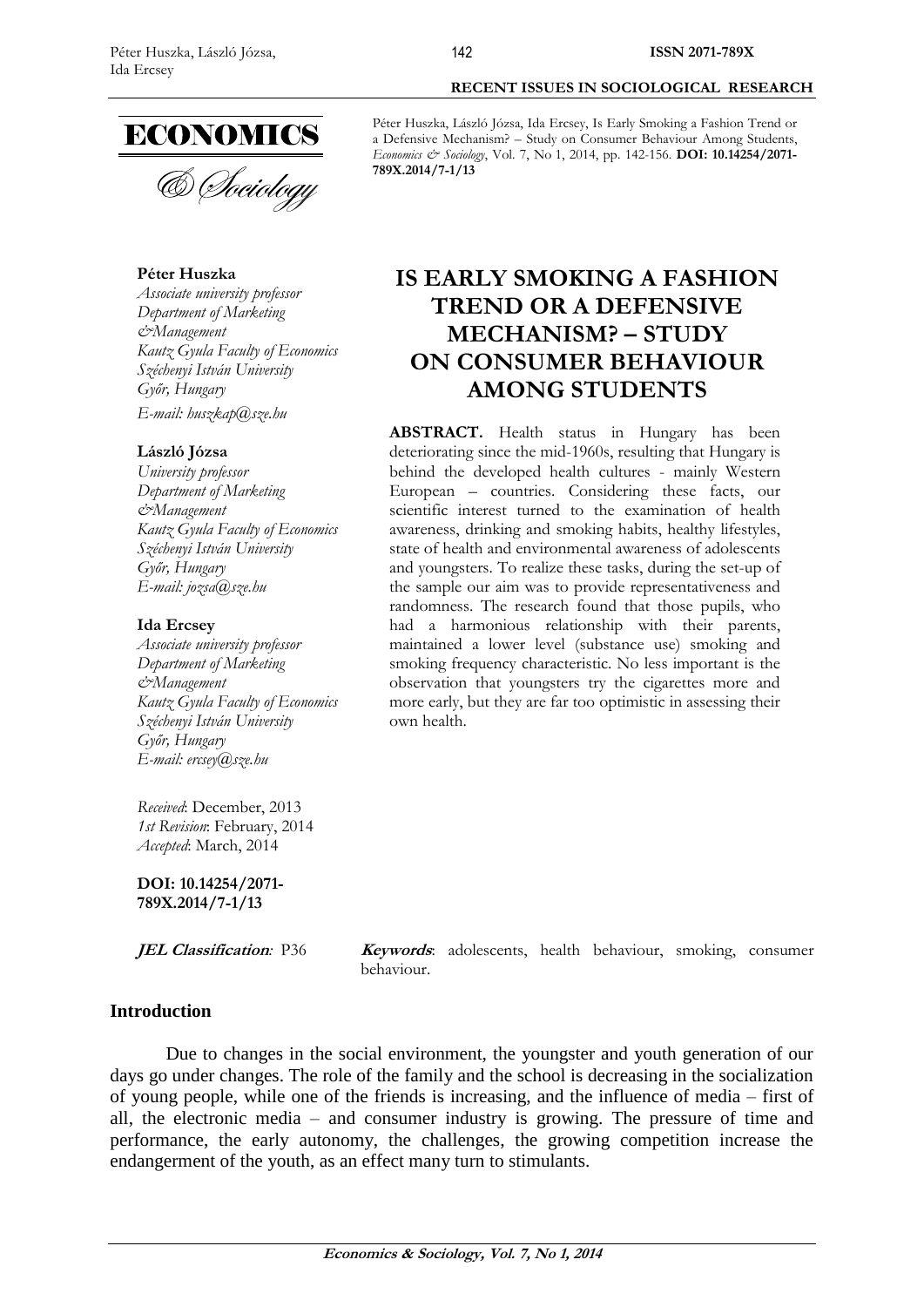Péter Huszka, László Józsa, Ida Ercsey, Is Early Smoking a Fashion Trend or a Defensive Mechanism? – Study on Consumer Behaviour Among Students, *Economics & Sociology*, Vol. 7, No 1, 2014, pp. 142-156. **DOI: 10.14254/2071-789X.2014/7-1/13**

**Péter Huszka**
*Associate university professor*
*Department of Marketing &Management*
*Kautz Gyula Faculty of Economics*
*Széchenyi István University*
*Győr, Hungary*
*E-mail: huszkap@sze.hu*

**László Józsa**
*University professor*
*Department of Marketing &Management*
*Kautz Gyula Faculty of Economics*
*Széchenyi István University*
*Győr, Hungary*
*E-mail: jozsa@sze.hu*

**Ida Ercsey**
*Associate university professor*
*Department of Marketing &Management*
*Kautz Gyula Faculty of Economics*
*Széchenyi István University*
*Győr, Hungary*
*E-mail: ercsey@sze.hu*

*Received*: December, 2013
*1st Revision*: February, 2014
*Accepted*: March, 2014

**DOI: 10.14254/2071-789X.2014/7-1/13**

# IS EARLY SMOKING A FASHION TREND OR A DEFENSIVE MECHANISM? – STUDY ON CONSUMER BEHAVIOUR AMONG STUDENTS

**ABSTRACT.** Health status in Hungary has been deteriorating since the mid-1960s, resulting that Hungary is behind the developed health cultures - mainly Western European – countries. Considering these facts, our scientific interest turned to the examination of health awareness, drinking and smoking habits, healthy lifestyles, state of health and environmental awareness of adolescents and youngsters. To realize these tasks, during the set-up of the sample our aim was to provide representativeness and randomness. The research found that those pupils, who had a harmonious relationship with their parents, maintained a lower level (substance use) smoking and smoking frequency characteristic. No less important is the observation that youngsters try the cigarettes more and more early, but they are far too optimistic in assessing their own health.

***JEL Classification**:* P36

***Keywords***: adolescents, health behaviour, smoking, consumer behaviour.

## Introduction

Due to changes in the social environment, the youngster and youth generation of our days go under changes. The role of the family and the school is decreasing in the socialization of young people, while one of the friends is increasing, and the influence of media – first of all, the electronic media – and consumer industry is growing. The pressure of time and performance, the early autonomy, the challenges, the growing competition increase the endangerment of the youth, as an effect many turn to stimulants.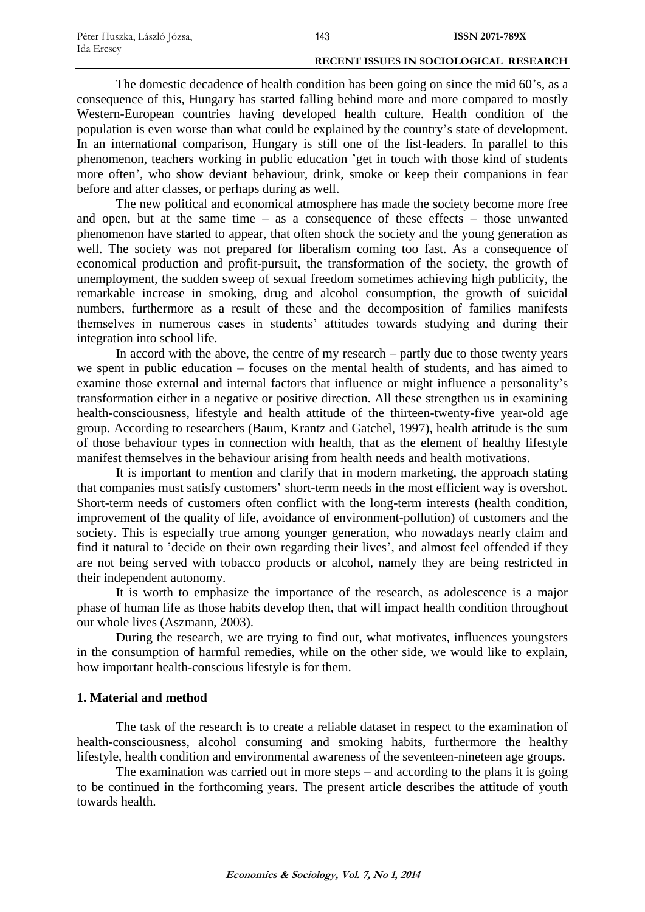The domestic decadence of health condition has been going on since the mid 60's, as a consequence of this, Hungary has started falling behind more and more compared to mostly Western-European countries having developed health culture. Health condition of the population is even worse than what could be explained by the country's state of development. In an international comparison, Hungary is still one of the list-leaders. In parallel to this phenomenon, teachers working in public education 'get in touch with those kind of students more often', who show deviant behaviour, drink, smoke or keep their companions in fear before and after classes, or perhaps during as well.

The new political and economical atmosphere has made the society become more free and open, but at the same time – as a consequence of these effects – those unwanted phenomenon have started to appear, that often shock the society and the young generation as well. The society was not prepared for liberalism coming too fast. As a consequence of economical production and profit-pursuit, the transformation of the society, the growth of unemployment, the sudden sweep of sexual freedom sometimes achieving high publicity, the remarkable increase in smoking, drug and alcohol consumption, the growth of suicidal numbers, furthermore as a result of these and the decomposition of families manifests themselves in numerous cases in students' attitudes towards studying and during their integration into school life.

In accord with the above, the centre of my research – partly due to those twenty years we spent in public education – focuses on the mental health of students, and has aimed to examine those external and internal factors that influence or might influence a personality's transformation either in a negative or positive direction. All these strengthen us in examining health-consciousness, lifestyle and health attitude of the thirteen-twenty-five year-old age group. According to researchers (Baum, Krantz and Gatchel, 1997), health attitude is the sum of those behaviour types in connection with health, that as the element of healthy lifestyle manifest themselves in the behaviour arising from health needs and health motivations.

It is important to mention and clarify that in modern marketing, the approach stating that companies must satisfy customers' short-term needs in the most efficient way is overshot. Short-term needs of customers often conflict with the long-term interests (health condition, improvement of the quality of life, avoidance of environment-pollution) of customers and the society. This is especially true among younger generation, who nowadays nearly claim and find it natural to 'decide on their own regarding their lives', and almost feel offended if they are not being served with tobacco products or alcohol, namely they are being restricted in their independent autonomy.

It is worth to emphasize the importance of the research, as adolescence is a major phase of human life as those habits develop then, that will impact health condition throughout our whole lives (Aszmann, 2003).

During the research, we are trying to find out, what motivates, influences youngsters in the consumption of harmful remedies, while on the other side, we would like to explain, how important health-conscious lifestyle is for them.

## 1. Material and method

The task of the research is to create a reliable dataset in respect to the examination of health-consciousness, alcohol consuming and smoking habits, furthermore the healthy lifestyle, health condition and environmental awareness of the seventeen-nineteen age groups.

The examination was carried out in more steps – and according to the plans it is going to be continued in the forthcoming years. The present article describes the attitude of youth towards health.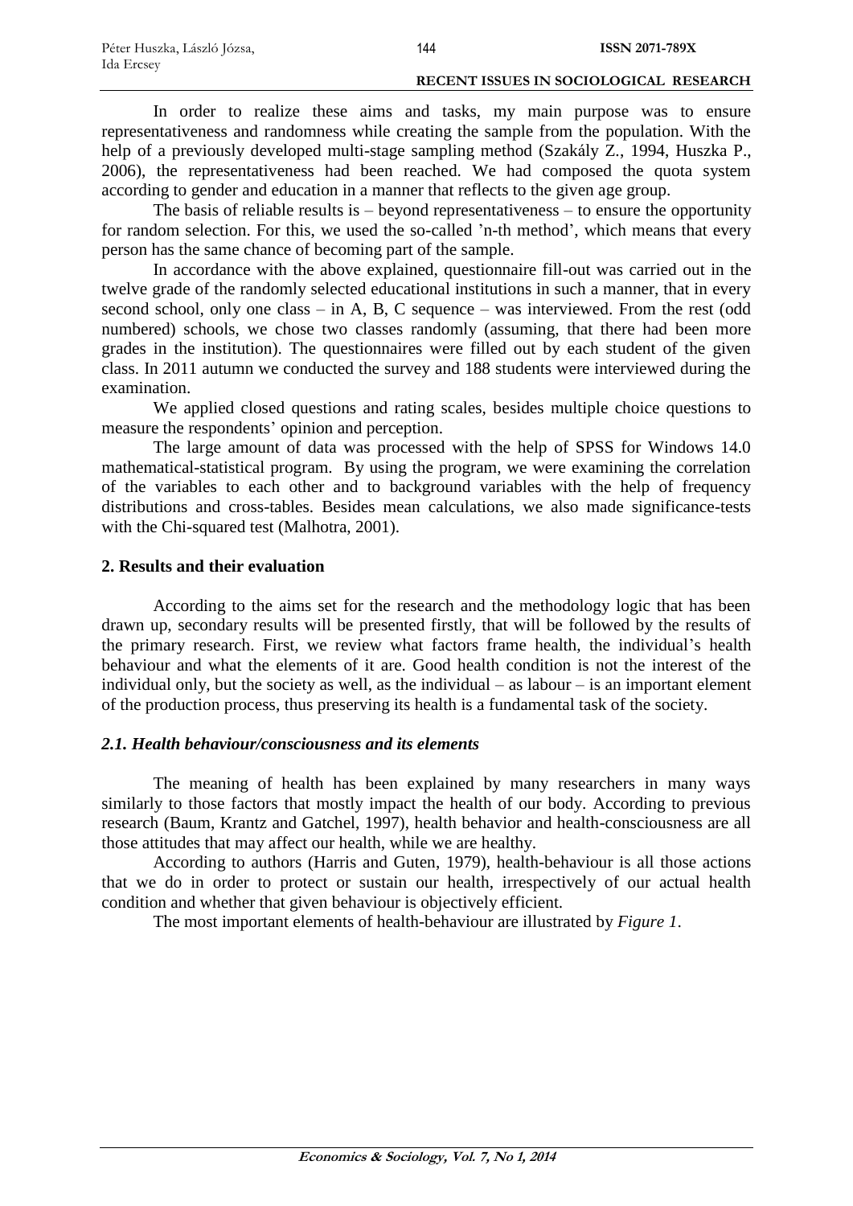In order to realize these aims and tasks, my main purpose was to ensure representativeness and randomness while creating the sample from the population. With the help of a previously developed multi-stage sampling method (Szakály Z., 1994, Huszka P., 2006), the representativeness had been reached. We had composed the quota system according to gender and education in a manner that reflects to the given age group.

The basis of reliable results is – beyond representativeness – to ensure the opportunity for random selection. For this, we used the so-called 'n-th method', which means that every person has the same chance of becoming part of the sample.

In accordance with the above explained, questionnaire fill-out was carried out in the twelve grade of the randomly selected educational institutions in such a manner, that in every second school, only one class – in A, B, C sequence – was interviewed. From the rest (odd numbered) schools, we chose two classes randomly (assuming, that there had been more grades in the institution). The questionnaires were filled out by each student of the given class. In 2011 autumn we conducted the survey and 188 students were interviewed during the examination.

We applied closed questions and rating scales, besides multiple choice questions to measure the respondents' opinion and perception.

The large amount of data was processed with the help of SPSS for Windows 14.0 mathematical-statistical program. By using the program, we were examining the correlation of the variables to each other and to background variables with the help of frequency distributions and cross-tables. Besides mean calculations, we also made significance-tests with the Chi-squared test (Malhotra, 2001).

## 2. Results and their evaluation

According to the aims set for the research and the methodology logic that has been drawn up, secondary results will be presented firstly, that will be followed by the results of the primary research. First, we review what factors frame health, the individual's health behaviour and what the elements of it are. Good health condition is not the interest of the individual only, but the society as well, as the individual – as labour – is an important element of the production process, thus preserving its health is a fundamental task of the society.

### *2.1. Health behaviour/consciousness and its elements*

The meaning of health has been explained by many researchers in many ways similarly to those factors that mostly impact the health of our body. According to previous research (Baum, Krantz and Gatchel, 1997), health behavior and health-consciousness are all those attitudes that may affect our health, while we are healthy.

According to authors (Harris and Guten, 1979), health-behaviour is all those actions that we do in order to protect or sustain our health, irrespectively of our actual health condition and whether that given behaviour is objectively efficient.

The most important elements of health-behaviour are illustrated by *Figure 1*.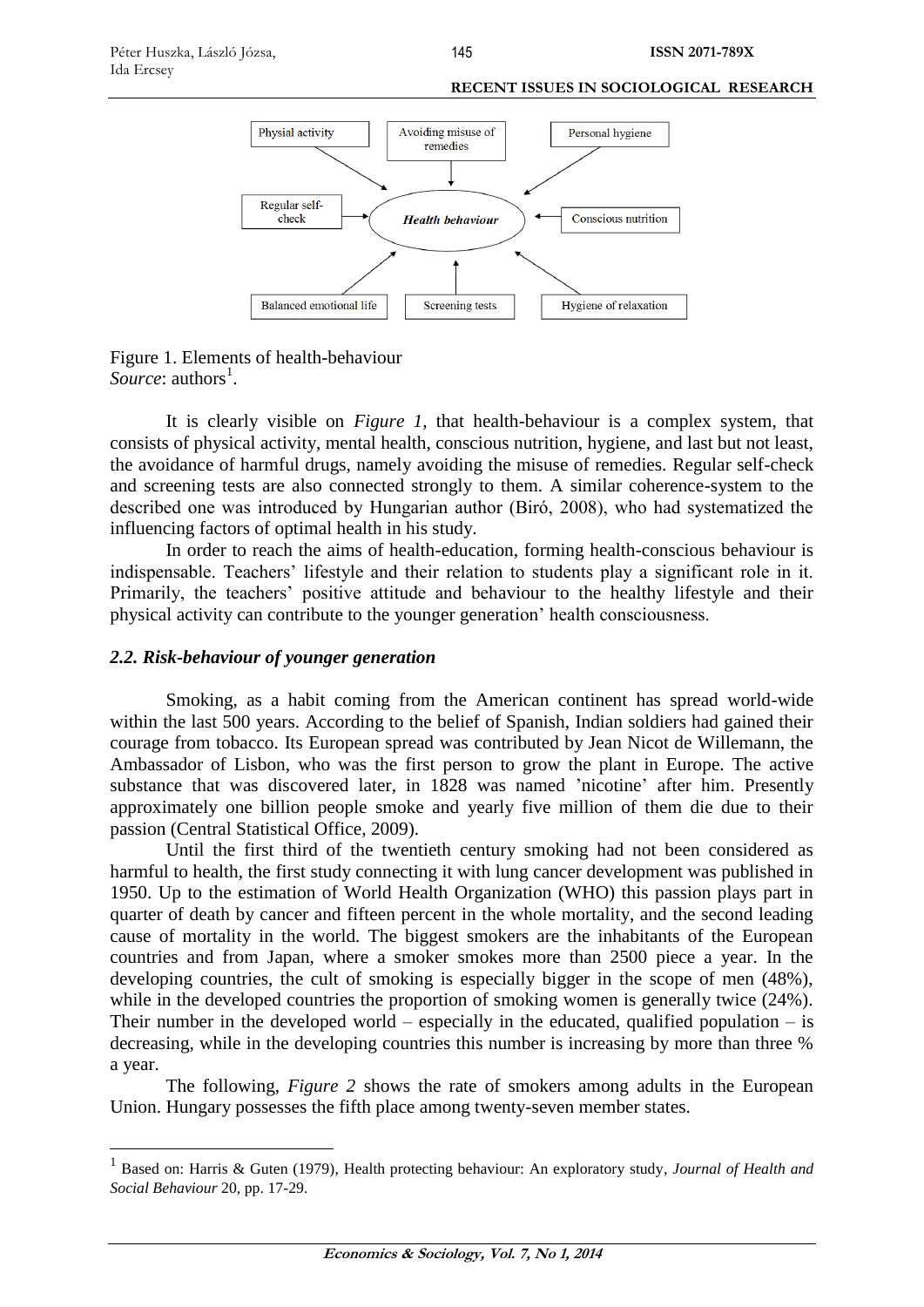Physial activity

Avoiding misuse of remedies

Personal hygiene

Regular self-check

Health behaviour

Conscious nutrition

Balanced emotional life

Screening tests

Hygiene of relaxation

Figure 1. Elements of health-behaviour
*Source*: authors[1].

It is clearly visible on *Figure 1*, that health-behaviour is a complex system, that consists of physical activity, mental health, conscious nutrition, hygiene, and last but not least, the avoidance of harmful drugs, namely avoiding the misuse of remedies. Regular self-check and screening tests are also connected strongly to them. A similar coherence-system to the described one was introduced by Hungarian author (Biró, 2008), who had systematized the influencing factors of optimal health in his study.

In order to reach the aims of health-education, forming health-conscious behaviour is indispensable. Teachers' lifestyle and their relation to students play a significant role in it. Primarily, the teachers' positive attitude and behaviour to the healthy lifestyle and their physical activity can contribute to the younger generation' health consciousness.

### *2.2. Risk-behaviour of younger generation*

Smoking, as a habit coming from the American continent has spread world-wide within the last 500 years. According to the belief of Spanish, Indian soldiers had gained their courage from tobacco. Its European spread was contributed by Jean Nicot de Willemann, the Ambassador of Lisbon, who was the first person to grow the plant in Europe. The active substance that was discovered later, in 1828 was named 'nicotine' after him. Presently approximately one billion people smoke and yearly five million of them die due to their passion (Central Statistical Office, 2009).

Until the first third of the twentieth century smoking had not been considered as harmful to health, the first study connecting it with lung cancer development was published in 1950. Up to the estimation of World Health Organization (WHO) this passion plays part in quarter of death by cancer and fifteen percent in the whole mortality, and the second leading cause of mortality in the world. The biggest smokers are the inhabitants of the European countries and from Japan, where a smoker smokes more than 2500 piece a year. In the developing countries, the cult of smoking is especially bigger in the scope of men (48%), while in the developed countries the proportion of smoking women is generally twice (24%). Their number in the developed world – especially in the educated, qualified population – is decreasing, while in the developing countries this number is increasing by more than three % a year.

The following, *Figure 2* shows the rate of smokers among adults in the European Union. Hungary possesses the fifth place among twenty-seven member states.

[1] Based on: Harris & Guten (1979), Health protecting behaviour: An exploratory study, *Journal of Health and Social Behaviour* 20, pp. 17-29.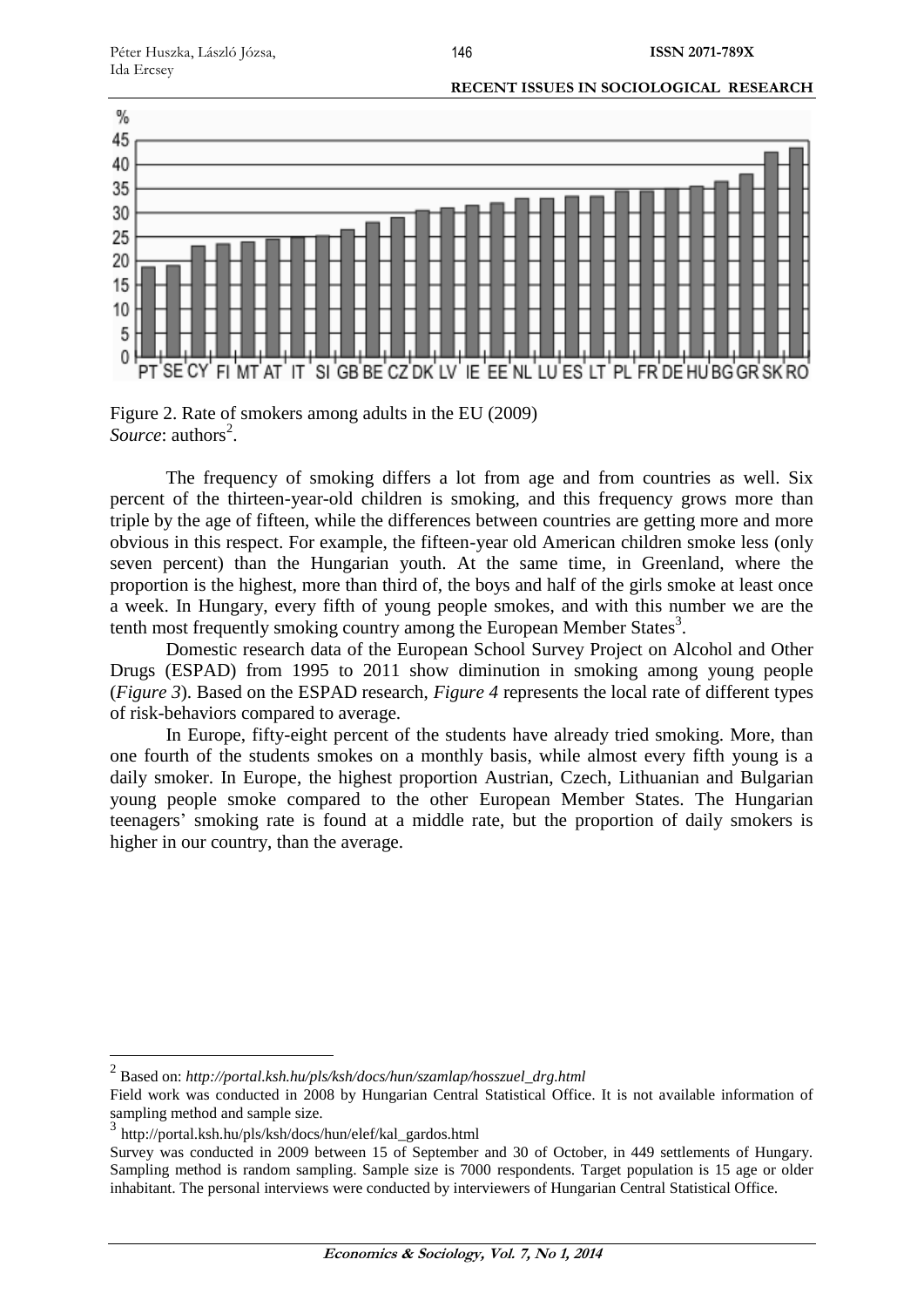%
45
40
35
30
25
20
15
10
5
0

PT SE CY FI MT AT IT SI GB BE CZ DK LV IE EE NL LU ES LT PL FR DE HU BG GR SK RO

Figure 2. Rate of smokers among adults in the EU (2009)
*Source*: authors[2].

The frequency of smoking differs a lot from age and from countries as well. Six percent of the thirteen-year-old children is smoking, and this frequency grows more than triple by the age of fifteen, while the differences between countries are getting more and more obvious in this respect. For example, the fifteen-year old American children smoke less (only seven percent) than the Hungarian youth. At the same time, in Greenland, where the proportion is the highest, more than third of, the boys and half of the girls smoke at least once a week. In Hungary, every fifth of young people smokes, and with this number we are the tenth most frequently smoking country among the European Member States[3].

Domestic research data of the European School Survey Project on Alcohol and Other Drugs (ESPAD) from 1995 to 2011 show diminution in smoking among young people (*Figure 3*). Based on the ESPAD research, *Figure 4* represents the local rate of different types of risk-behaviors compared to average.

In Europe, fifty-eight percent of the students have already tried smoking. More, than one fourth of the students smokes on a monthly basis, while almost every fifth young is a daily smoker. In Europe, the highest proportion Austrian, Czech, Lithuanian and Bulgarian young people smoke compared to the other European Member States. The Hungarian teenagers' smoking rate is found at a middle rate, but the proportion of daily smokers is higher in our country, than the average.

---

[2] Based on: *http://portal.ksh.hu/pls/ksh/docs/hun/szamlap/hosszuel_drg.html*
Field work was conducted in 2008 by Hungarian Central Statistical Office. It is not available information of sampling method and sample size.

[3] http://portal.ksh.hu/pls/ksh/docs/hun/elef/kal_gardos.html
Survey was conducted in 2009 between 15 of September and 30 of October, in 449 settlements of Hungary. Sampling method is random sampling. Sample size is 7000 respondents. Target population is 15 age or older inhabitant. The personal interviews were conducted by interviewers of Hungarian Central Statistical Office.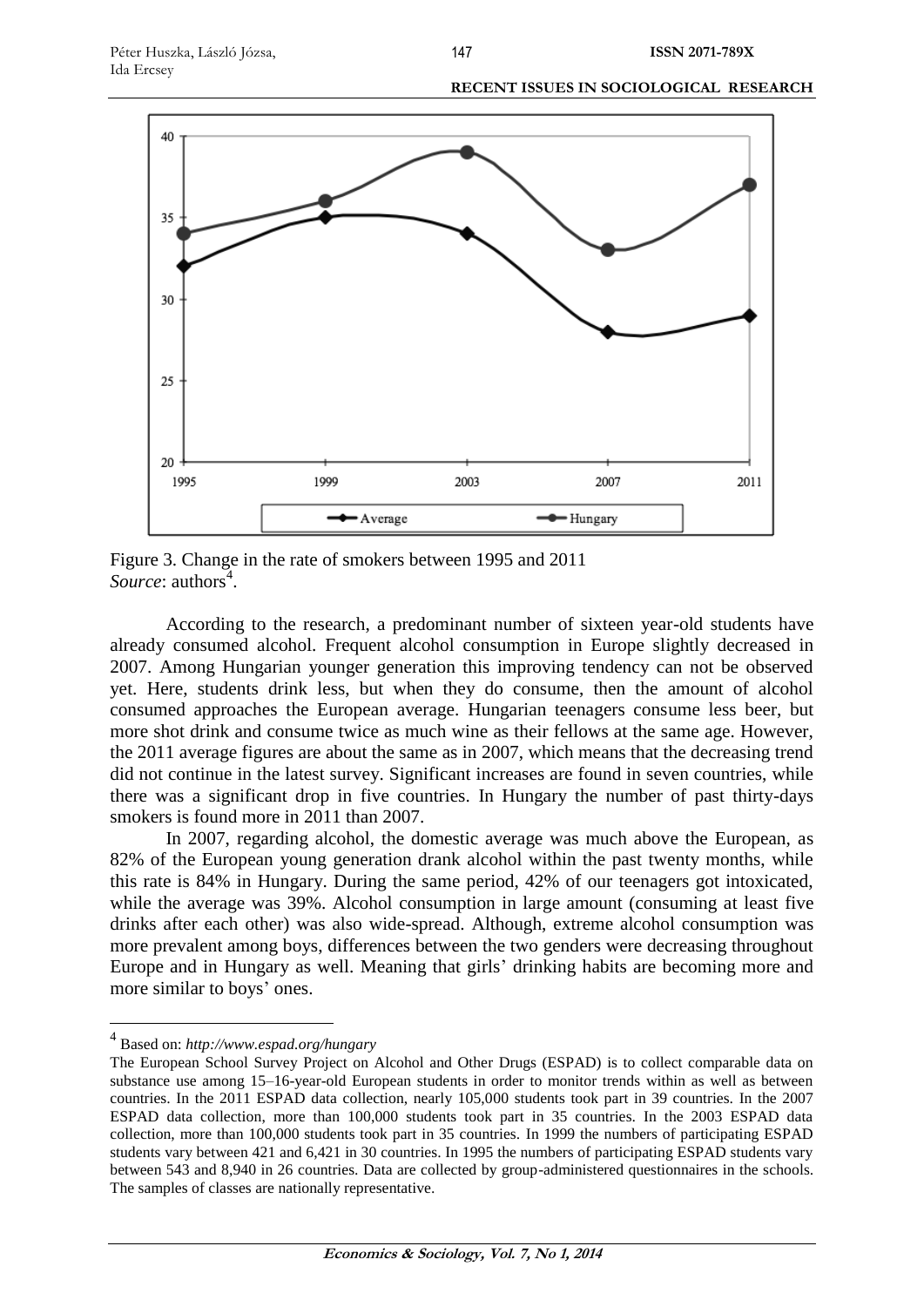40

35

30

25

20

1995 1999 2003 2007 2011

Average Hungary

Figure 3. Change in the rate of smokers between 1995 and 2011
*Source*: authors[4].

According to the research, a predominant number of sixteen year-old students have already consumed alcohol. Frequent alcohol consumption in Europe slightly decreased in 2007. Among Hungarian younger generation this improving tendency can not be observed yet. Here, students drink less, but when they do consume, then the amount of alcohol consumed approaches the European average. Hungarian teenagers consume less beer, but more shot drink and consume twice as much wine as their fellows at the same age. However, the 2011 average figures are about the same as in 2007, which means that the decreasing trend did not continue in the latest survey. Significant increases are found in seven countries, while there was a significant drop in five countries. In Hungary the number of past thirty-days smokers is found more in 2011 than 2007.

In 2007, regarding alcohol, the domestic average was much above the European, as 82% of the European young generation drank alcohol within the past twenty months, while this rate is 84% in Hungary. During the same period, 42% of our teenagers got intoxicated, while the average was 39%. Alcohol consumption in large amount (consuming at least five drinks after each other) was also wide-spread. Although, extreme alcohol consumption was more prevalent among boys, differences between the two genders were decreasing throughout Europe and in Hungary as well. Meaning that girls' drinking habits are becoming more and more similar to boys' ones.

---

[4] Based on: *http://www.espad.org/hungary*

The European School Survey Project on Alcohol and Other Drugs (ESPAD) is to collect comparable data on substance use among 15–16-year-old European students in order to monitor trends within as well as between countries. In the 2011 ESPAD data collection, nearly 105,000 students took part in 39 countries. In the 2007 ESPAD data collection, more than 100,000 students took part in 35 countries. In the 2003 ESPAD data collection, more than 100,000 students took part in 35 countries. In 1999 the numbers of participating ESPAD students vary between 421 and 6,421 in 30 countries. In 1995 the numbers of participating ESPAD students vary between 543 and 8,940 in 26 countries. Data are collected by group-administered questionnaires in the schools. The samples of classes are nationally representative.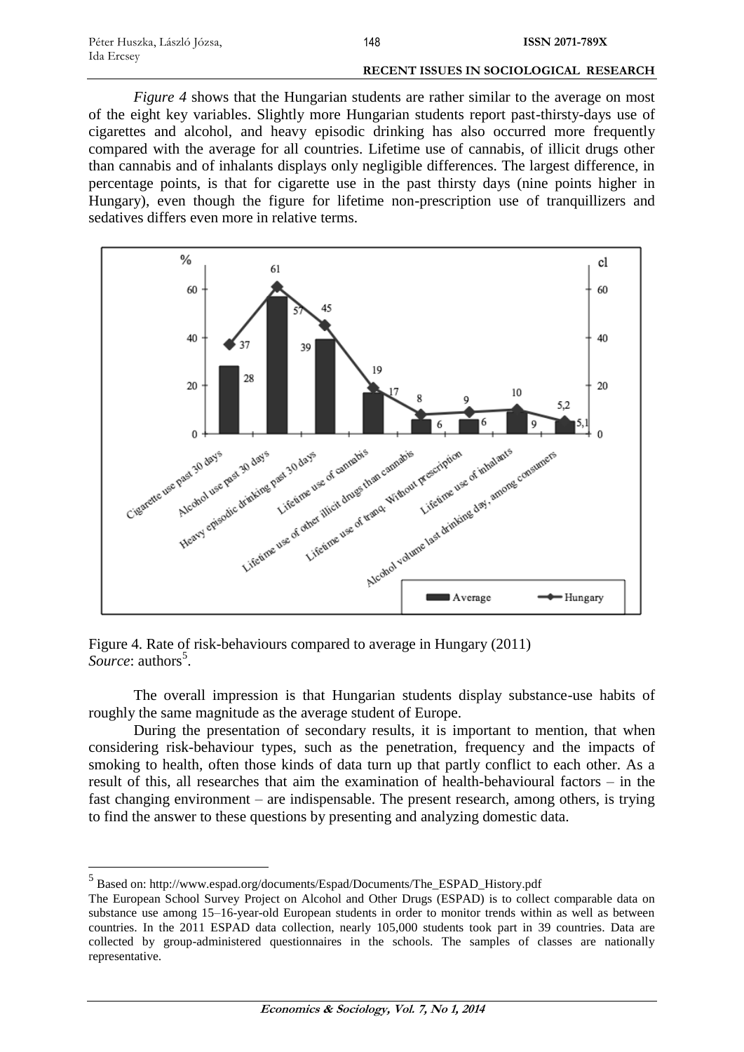*Figure 4* shows that the Hungarian students are rather similar to the average on most of the eight key variables. Slightly more Hungarian students report past-thirsty-days use of cigarettes and alcohol, and heavy episodic drinking has also occurred more frequently compared with the average for all countries. Lifetime use of cannabis, of illicit drugs other than cannabis and of inhalants displays only negligible differences. The largest difference, in percentage points, is that for cigarette use in the past thirsty days (nine points higher in Hungary), even though the figure for lifetime non-prescription use of tranquillizers and sedatives differs even more in relative terms.

%

cl

60

40

20

0

37

28

61

57

45

39

19

17

8

6

9

6

10

9

5,2

5,1

Cigarette use past 30 days

Alcohol use past 30 days

Heavy episodic drinking past 30 days

Lifetime use of cannabis

Lifetime use of other illicit drugs than cannabis

Lifetime use of tranq. Without prescription

Lifetime use of inhalants

Alcohol volume last drinking day, among consumers

Average

Hungary

Figure 4. Rate of risk-behaviours compared to average in Hungary (2011)
*Source*: authors[5].

The overall impression is that Hungarian students display substance-use habits of roughly the same magnitude as the average student of Europe.

During the presentation of secondary results, it is important to mention, that when considering risk-behaviour types, such as the penetration, frequency and the impacts of smoking to health, often those kinds of data turn up that partly conflict to each other. As a result of this, all researches that aim the examination of health-behavioural factors – in the fast changing environment – are indispensable. The present research, among others, is trying to find the answer to these questions by presenting and analyzing domestic data.

---

[5] Based on: http://www.espad.org/documents/Espad/Documents/The_ESPAD_History.pdf
The European School Survey Project on Alcohol and Other Drugs (ESPAD) is to collect comparable data on substance use among 15–16-year-old European students in order to monitor trends within as well as between countries. In the 2011 ESPAD data collection, nearly 105,000 students took part in 39 countries. Data are collected by group-administered questionnaires in the schools. The samples of classes are nationally representative.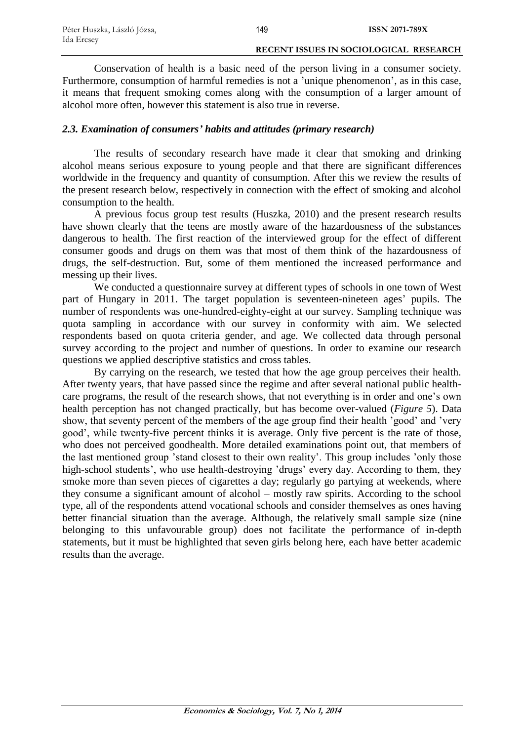Conservation of health is a basic need of the person living in a consumer society. Furthermore, consumption of harmful remedies is not a 'unique phenomenon', as in this case, it means that frequent smoking comes along with the consumption of a larger amount of alcohol more often, however this statement is also true in reverse.

### *2.3. Examination of consumers' habits and attitudes (primary research)*

The results of secondary research have made it clear that smoking and drinking alcohol means serious exposure to young people and that there are significant differences worldwide in the frequency and quantity of consumption. After this we review the results of the present research below, respectively in connection with the effect of smoking and alcohol consumption to the health.

A previous focus group test results (Huszka, 2010) and the present research results have shown clearly that the teens are mostly aware of the hazardousness of the substances dangerous to health. The first reaction of the interviewed group for the effect of different consumer goods and drugs on them was that most of them think of the hazardousness of drugs, the self-destruction. But, some of them mentioned the increased performance and messing up their lives.

We conducted a questionnaire survey at different types of schools in one town of West part of Hungary in 2011. The target population is seventeen-nineteen ages' pupils. The number of respondents was one-hundred-eighty-eight at our survey. Sampling technique was quota sampling in accordance with our survey in conformity with aim. We selected respondents based on quota criteria gender, and age. We collected data through personal survey according to the project and number of questions. In order to examine our research questions we applied descriptive statistics and cross tables.

By carrying on the research, we tested that how the age group perceives their health. After twenty years, that have passed since the regime and after several national public health-care programs, the result of the research shows, that not everything is in order and one's own health perception has not changed practically, but has become over-valued (*Figure 5*). Data show, that seventy percent of the members of the age group find their health 'good' and 'very good', while twenty-five percent thinks it is average. Only five percent is the rate of those, who does not perceived goodhealth. More detailed examinations point out, that members of the last mentioned group 'stand closest to their own reality'. This group includes 'only those high-school students', who use health-destroying 'drugs' every day. According to them, they smoke more than seven pieces of cigarettes a day; regularly go partying at weekends, where they consume a significant amount of alcohol – mostly raw spirits. According to the school type, all of the respondents attend vocational schools and consider themselves as ones having better financial situation than the average. Although, the relatively small sample size (nine belonging to this unfavourable group) does not facilitate the performance of in-depth statements, but it must be highlighted that seven girls belong here, each have better academic results than the average.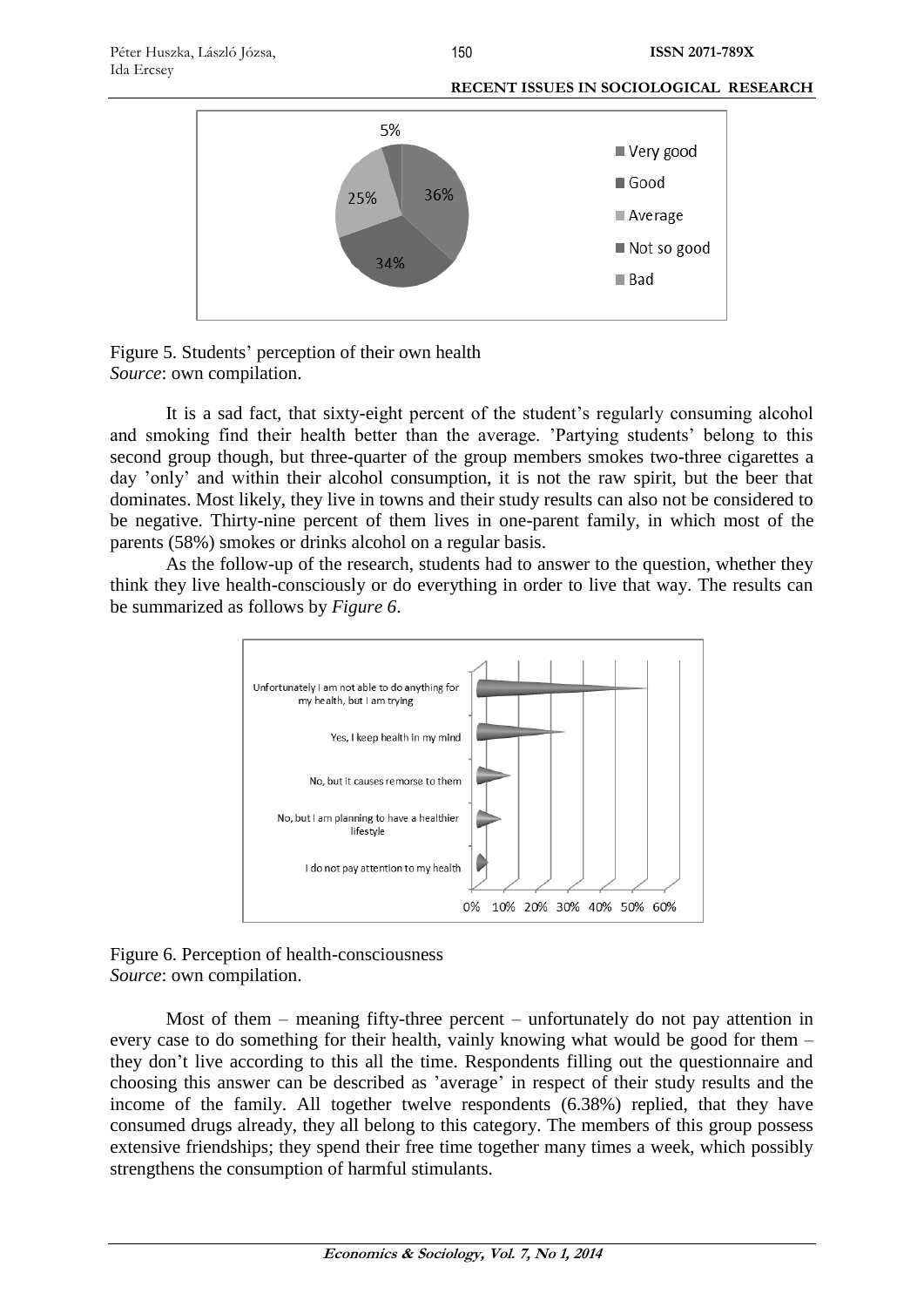5%
36%
34%
25%

Very good
Good
Average
Not so good
Bad

Figure 5. Students' perception of their own health
*Source*: own compilation.

It is a sad fact, that sixty-eight percent of the student's regularly consuming alcohol and smoking find their health better than the average. 'Partying students' belong to this second group though, but three-quarter of the group members smokes two-three cigarettes a day 'only' and within their alcohol consumption, it is not the raw spirit, but the beer that dominates. Most likely, they live in towns and their study results can also not be considered to be negative. Thirty-nine percent of them lives in one-parent family, in which most of the parents (58%) smokes or drinks alcohol on a regular basis.

As the follow-up of the research, students had to answer to the question, whether they think they live health-consciously or do everything in order to live that way. The results can be summarized as follows by *Figure 6*.

Unfortunately I am not able to do anything for my health, but I am trying
Yes, I keep health in my mind
No, but it causes remorse to them
No, but I am planning to have a healthier lifestyle
I do not pay attention to my health

0% 10% 20% 30% 40% 50% 60%

Figure 6. Perception of health-consciousness
*Source*: own compilation.

Most of them – meaning fifty-three percent – unfortunately do not pay attention in every case to do something for their health, vainly knowing what would be good for them – they don't live according to this all the time. Respondents filling out the questionnaire and choosing this answer can be described as 'average' in respect of their study results and the income of the family. All together twelve respondents (6.38%) replied, that they have consumed drugs already, they all belong to this category. The members of this group possess extensive friendships; they spend their free time together many times a week, which possibly strengthens the consumption of harmful stimulants.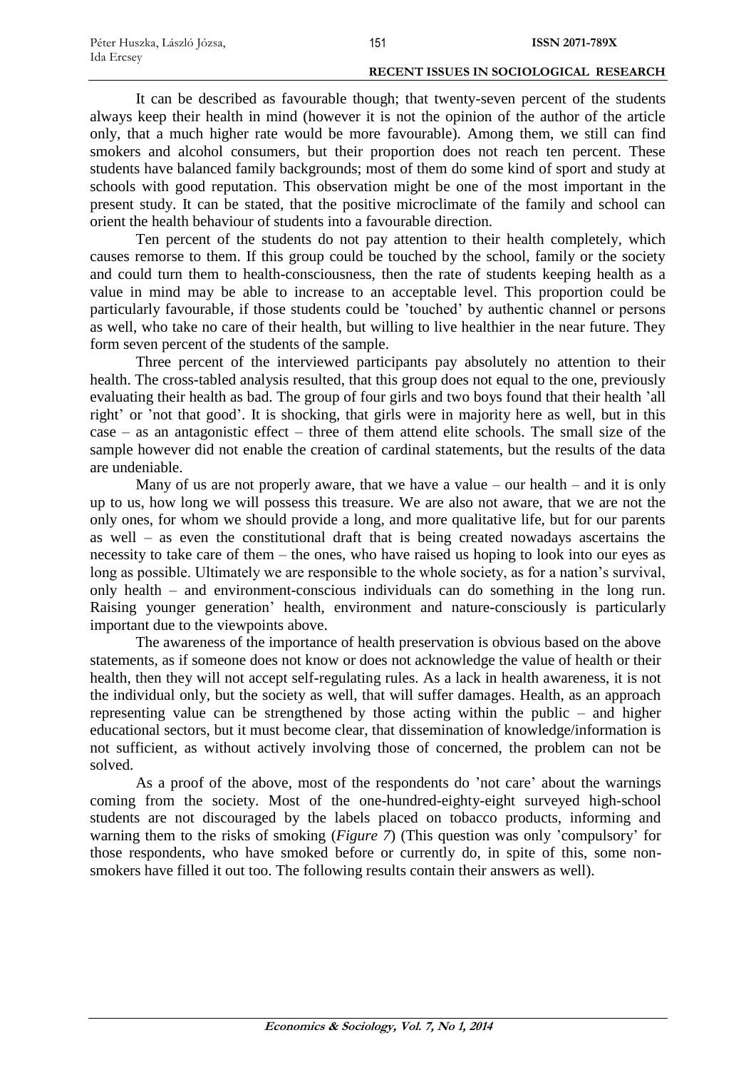It can be described as favourable though; that twenty-seven percent of the students always keep their health in mind (however it is not the opinion of the author of the article only, that a much higher rate would be more favourable). Among them, we still can find smokers and alcohol consumers, but their proportion does not reach ten percent. These students have balanced family backgrounds; most of them do some kind of sport and study at schools with good reputation. This observation might be one of the most important in the present study. It can be stated, that the positive microclimate of the family and school can orient the health behaviour of students into a favourable direction.

Ten percent of the students do not pay attention to their health completely, which causes remorse to them. If this group could be touched by the school, family or the society and could turn them to health-consciousness, then the rate of students keeping health as a value in mind may be able to increase to an acceptable level. This proportion could be particularly favourable, if those students could be 'touched' by authentic channel or persons as well, who take no care of their health, but willing to live healthier in the near future. They form seven percent of the students of the sample.

Three percent of the interviewed participants pay absolutely no attention to their health. The cross-tabled analysis resulted, that this group does not equal to the one, previously evaluating their health as bad. The group of four girls and two boys found that their health 'all right' or 'not that good'. It is shocking, that girls were in majority here as well, but in this case – as an antagonistic effect – three of them attend elite schools. The small size of the sample however did not enable the creation of cardinal statements, but the results of the data are undeniable.

Many of us are not properly aware, that we have a value – our health – and it is only up to us, how long we will possess this treasure. We are also not aware, that we are not the only ones, for whom we should provide a long, and more qualitative life, but for our parents as well – as even the constitutional draft that is being created nowadays ascertains the necessity to take care of them – the ones, who have raised us hoping to look into our eyes as long as possible. Ultimately we are responsible to the whole society, as for a nation's survival, only health – and environment-conscious individuals can do something in the long run. Raising younger generation' health, environment and nature-consciously is particularly important due to the viewpoints above.

The awareness of the importance of health preservation is obvious based on the above statements, as if someone does not know or does not acknowledge the value of health or their health, then they will not accept self-regulating rules. As a lack in health awareness, it is not the individual only, but the society as well, that will suffer damages. Health, as an approach representing value can be strengthened by those acting within the public – and higher educational sectors, but it must become clear, that dissemination of knowledge/information is not sufficient, as without actively involving those of concerned, the problem can not be solved.

As a proof of the above, most of the respondents do 'not care' about the warnings coming from the society. Most of the one-hundred-eighty-eight surveyed high-school students are not discouraged by the labels placed on tobacco products, informing and warning them to the risks of smoking (*Figure 7*) (This question was only 'compulsory' for those respondents, who have smoked before or currently do, in spite of this, some non-smokers have filled it out too. The following results contain their answers as well).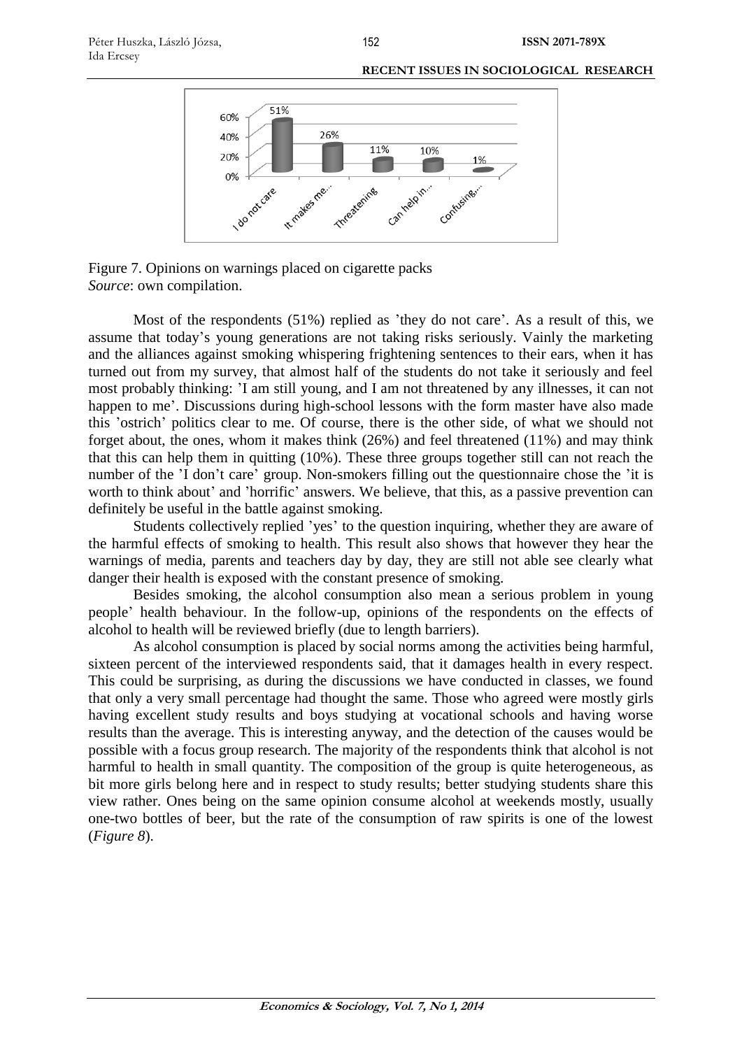60%
40%
20%
0%

51%
26%
11%
10%
1%

I do not care
It makes me...
Threatening
Can help in...
Confusing,...

Figure 7. Opinions on warnings placed on cigarette packs
*Source*: own compilation.

Most of the respondents (51%) replied as 'they do not care'. As a result of this, we assume that today's young generations are not taking risks seriously. Vainly the marketing and the alliances against smoking whispering frightening sentences to their ears, when it has turned out from my survey, that almost half of the students do not take it seriously and feel most probably thinking: 'I am still young, and I am not threatened by any illnesses, it can not happen to me'. Discussions during high-school lessons with the form master have also made this 'ostrich' politics clear to me. Of course, there is the other side, of what we should not forget about, the ones, whom it makes think (26%) and feel threatened (11%) and may think that this can help them in quitting (10%). These three groups together still can not reach the number of the 'I don't care' group. Non-smokers filling out the questionnaire chose the 'it is worth to think about' and 'horrific' answers. We believe, that this, as a passive prevention can definitely be useful in the battle against smoking.

Students collectively replied 'yes' to the question inquiring, whether they are aware of the harmful effects of smoking to health. This result also shows that however they hear the warnings of media, parents and teachers day by day, they are still not able see clearly what danger their health is exposed with the constant presence of smoking.

Besides smoking, the alcohol consumption also mean a serious problem in young people' health behaviour. In the follow-up, opinions of the respondents on the effects of alcohol to health will be reviewed briefly (due to length barriers).

As alcohol consumption is placed by social norms among the activities being harmful, sixteen percent of the interviewed respondents said, that it damages health in every respect. This could be surprising, as during the discussions we have conducted in classes, we found that only a very small percentage had thought the same. Those who agreed were mostly girls having excellent study results and boys studying at vocational schools and having worse results than the average. This is interesting anyway, and the detection of the causes would be possible with a focus group research. The majority of the respondents think that alcohol is not harmful to health in small quantity. The composition of the group is quite heterogeneous, as bit more girls belong here and in respect to study results; better studying students share this view rather. Ones being on the same opinion consume alcohol at weekends mostly, usually one-two bottles of beer, but the rate of the consumption of raw spirits is one of the lowest (*Figure 8*).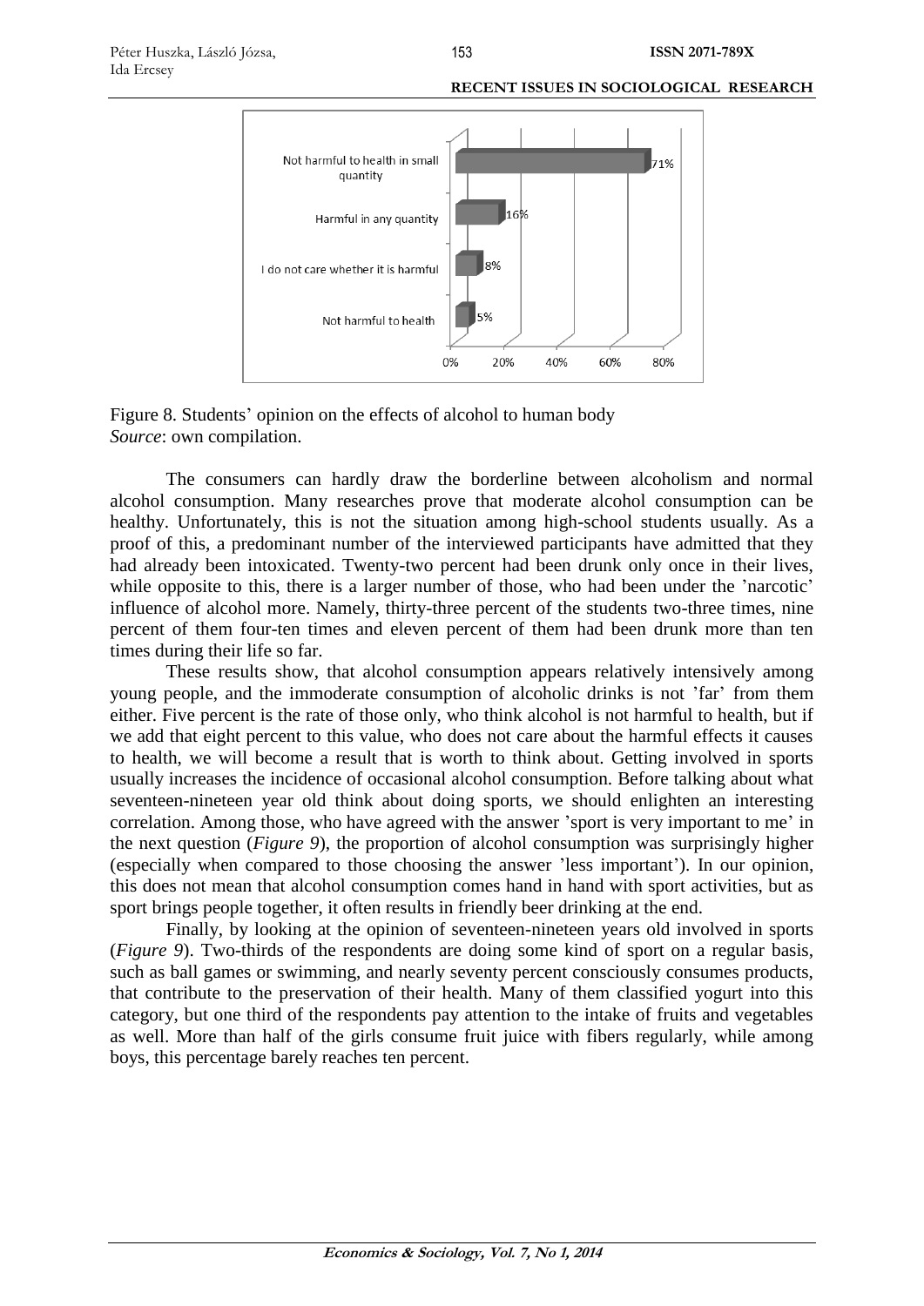Not harmful to health in small quantity
71%
Harmful in any quantity
16%
I do not care whether it is harmful
8%
Not harmful to health
5%
0%
20%
40%
60%
80%

Figure 8. Students' opinion on the effects of alcohol to human body
*Source*: own compilation.

The consumers can hardly draw the borderline between alcoholism and normal alcohol consumption. Many researches prove that moderate alcohol consumption can be healthy. Unfortunately, this is not the situation among high-school students usually. As a proof of this, a predominant number of the interviewed participants have admitted that they had already been intoxicated. Twenty-two percent had been drunk only once in their lives, while opposite to this, there is a larger number of those, who had been under the 'narcotic' influence of alcohol more. Namely, thirty-three percent of the students two-three times, nine percent of them four-ten times and eleven percent of them had been drunk more than ten times during their life so far.

These results show, that alcohol consumption appears relatively intensively among young people, and the immoderate consumption of alcoholic drinks is not 'far' from them either. Five percent is the rate of those only, who think alcohol is not harmful to health, but if we add that eight percent to this value, who does not care about the harmful effects it causes to health, we will become a result that is worth to think about. Getting involved in sports usually increases the incidence of occasional alcohol consumption. Before talking about what seventeen-nineteen year old think about doing sports, we should enlighten an interesting correlation. Among those, who have agreed with the answer 'sport is very important to me' in the next question (*Figure 9*), the proportion of alcohol consumption was surprisingly higher (especially when compared to those choosing the answer 'less important'). In our opinion, this does not mean that alcohol consumption comes hand in hand with sport activities, but as sport brings people together, it often results in friendly beer drinking at the end.

Finally, by looking at the opinion of seventeen-nineteen years old involved in sports (*Figure 9*). Two-thirds of the respondents are doing some kind of sport on a regular basis, such as ball games or swimming, and nearly seventy percent consciously consumes products, that contribute to the preservation of their health. Many of them classified yogurt into this category, but one third of the respondents pay attention to the intake of fruits and vegetables as well. More than half of the girls consume fruit juice with fibers regularly, while among boys, this percentage barely reaches ten percent.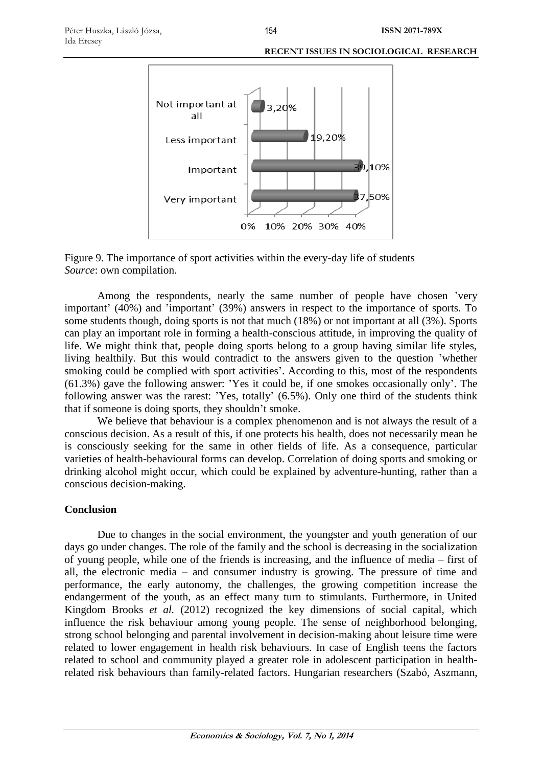Not important at all
3,20%
Less important
19,20%
Important
39,10%
Very important
37,50%
0% 10% 20% 30% 40%

Figure 9. The importance of sport activities within the every-day life of students
*Source*: own compilation.

Among the respondents, nearly the same number of people have chosen 'very important' (40%) and 'important' (39%) answers in respect to the importance of sports. To some students though, doing sports is not that much (18%) or not important at all (3%). Sports can play an important role in forming a health-conscious attitude, in improving the quality of life. We might think that, people doing sports belong to a group having similar life styles, living healthily. But this would contradict to the answers given to the question 'whether smoking could be complied with sport activities'. According to this, most of the respondents (61.3%) gave the following answer: 'Yes it could be, if one smokes occasionally only'. The following answer was the rarest: 'Yes, totally' (6.5%). Only one third of the students think that if someone is doing sports, they shouldn't smoke.

We believe that behaviour is a complex phenomenon and is not always the result of a conscious decision. As a result of this, if one protects his health, does not necessarily mean he is consciously seeking for the same in other fields of life. As a consequence, particular varieties of health-behavioural forms can develop. Correlation of doing sports and smoking or drinking alcohol might occur, which could be explained by adventure-hunting, rather than a conscious decision-making.

## Conclusion

Due to changes in the social environment, the youngster and youth generation of our days go under changes. The role of the family and the school is decreasing in the socialization of young people, while one of the friends is increasing, and the influence of media – first of all, the electronic media – and consumer industry is growing. The pressure of time and performance, the early autonomy, the challenges, the growing competition increase the endangerment of the youth, as an effect many turn to stimulants. Furthermore, in United Kingdom Brooks *et al.* (2012) recognized the key dimensions of social capital, which influence the risk behaviour among young people. The sense of neighborhood belonging, strong school belonging and parental involvement in decision-making about leisure time were related to lower engagement in health risk behaviours. In case of English teens the factors related to school and community played a greater role in adolescent participation in health-related risk behaviours than family-related factors. Hungarian researchers (Szabó, Aszmann,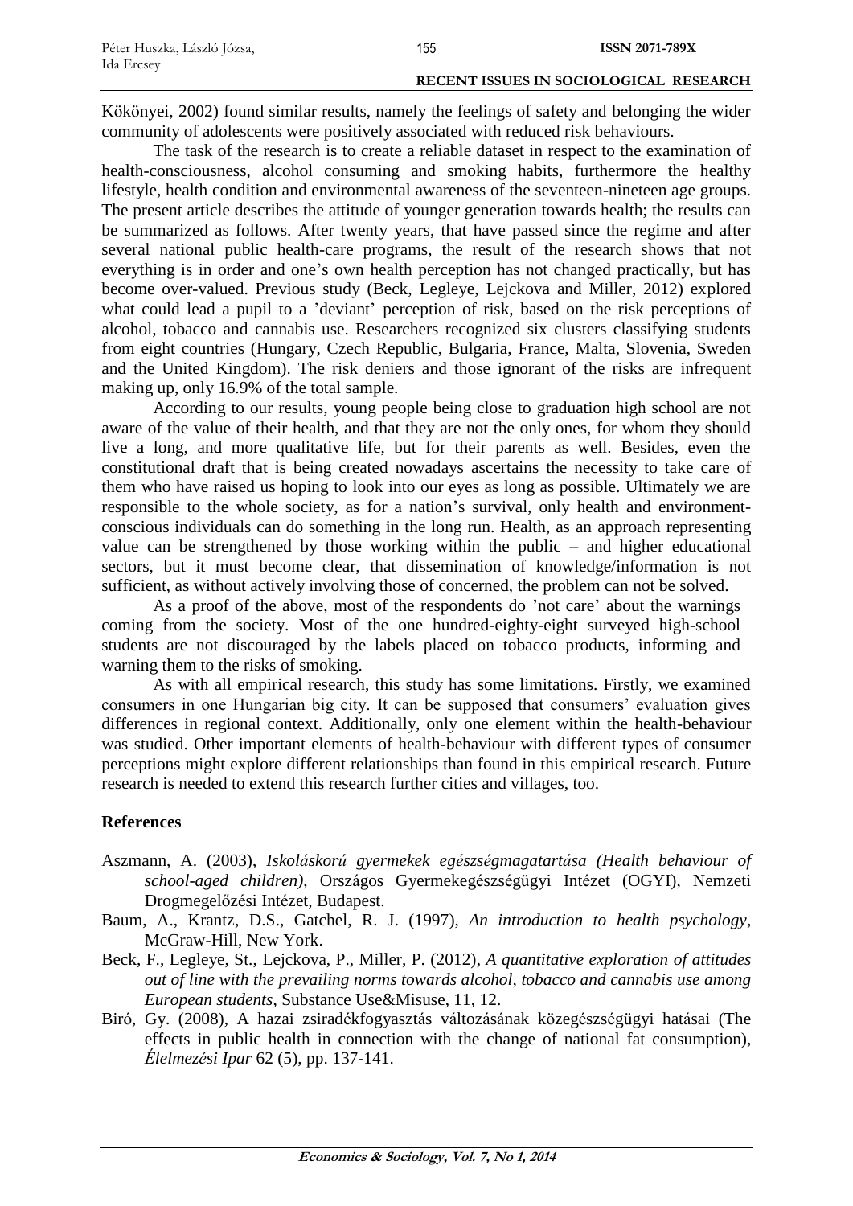Kökönyei, 2002) found similar results, namely the feelings of safety and belonging the wider community of adolescents were positively associated with reduced risk behaviours.

The task of the research is to create a reliable dataset in respect to the examination of health-consciousness, alcohol consuming and smoking habits, furthermore the healthy lifestyle, health condition and environmental awareness of the seventeen-nineteen age groups. The present article describes the attitude of younger generation towards health; the results can be summarized as follows. After twenty years, that have passed since the regime and after several national public health-care programs, the result of the research shows that not everything is in order and one's own health perception has not changed practically, but has become over-valued. Previous study (Beck, Legleye, Lejckova and Miller, 2012) explored what could lead a pupil to a 'deviant' perception of risk, based on the risk perceptions of alcohol, tobacco and cannabis use. Researchers recognized six clusters classifying students from eight countries (Hungary, Czech Republic, Bulgaria, France, Malta, Slovenia, Sweden and the United Kingdom). The risk deniers and those ignorant of the risks are infrequent making up, only 16.9% of the total sample.

According to our results, young people being close to graduation high school are not aware of the value of their health, and that they are not the only ones, for whom they should live a long, and more qualitative life, but for their parents as well. Besides, even the constitutional draft that is being created nowadays ascertains the necessity to take care of them who have raised us hoping to look into our eyes as long as possible. Ultimately we are responsible to the whole society, as for a nation's survival, only health and environment-conscious individuals can do something in the long run. Health, as an approach representing value can be strengthened by those working within the public – and higher educational sectors, but it must become clear, that dissemination of knowledge/information is not sufficient, as without actively involving those of concerned, the problem can not be solved.

As a proof of the above, most of the respondents do 'not care' about the warnings coming from the society. Most of the one hundred-eighty-eight surveyed high-school students are not discouraged by the labels placed on tobacco products, informing and warning them to the risks of smoking.

As with all empirical research, this study has some limitations. Firstly, we examined consumers in one Hungarian big city. It can be supposed that consumers' evaluation gives differences in regional context. Additionally, only one element within the health-behaviour was studied. Other important elements of health-behaviour with different types of consumer perceptions might explore different relationships than found in this empirical research. Future research is needed to extend this research further cities and villages, too.

## References

Aszmann, A. (2003), *Iskoláskorú gyermekek egészségmagatartása (Health behaviour of school-aged children)*, Országos Gyermekegészségügyi Intézet (OGYI), Nemzeti Drogmegelőzési Intézet, Budapest.

Baum, A., Krantz, D.S., Gatchel, R. J. (1997), *An introduction to health psychology*, McGraw-Hill, New York.

Beck, F., Legleye, St., Lejckova, P., Miller, P. (2012), *A quantitative exploration of attitudes out of line with the prevailing norms towards alcohol, tobacco and cannabis use among European students*, Substance Use&Misuse, 11, 12.

Biró, Gy. (2008), A hazai zsiradékfogyasztás változásának közegészségügyi hatásai (The effects in public health in connection with the change of national fat consumption), *Élelmezési Ipar* 62 (5), pp. 137-141.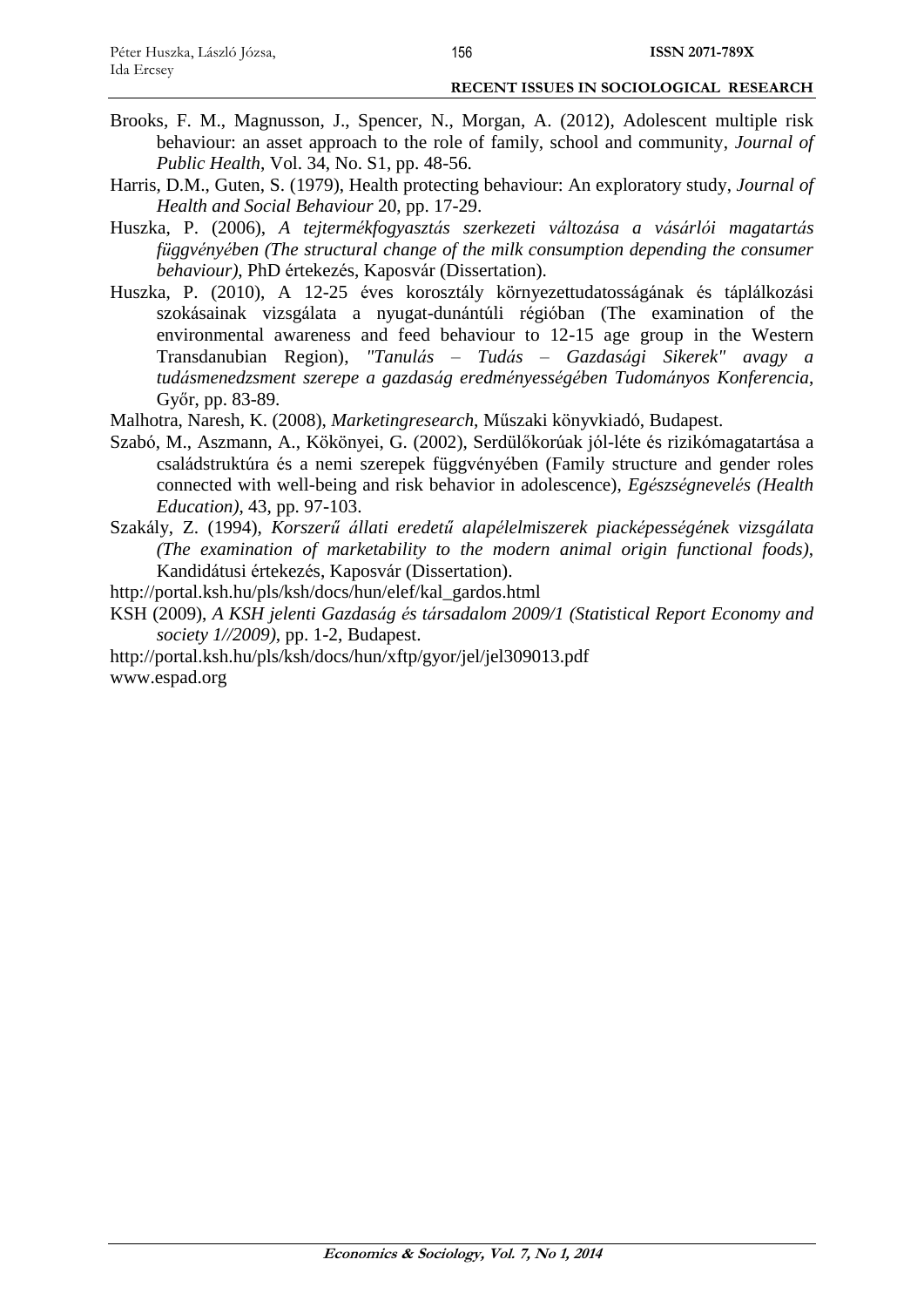Brooks, F. M., Magnusson, J., Spencer, N., Morgan, A. (2012), Adolescent multiple risk behaviour: an asset approach to the role of family, school and community, *Journal of Public Health*, Vol. 34, No. S1, pp. 48-56.

Harris, D.M., Guten, S. (1979), Health protecting behaviour: An exploratory study, *Journal of Health and Social Behaviour* 20, pp. 17-29.

Huszka, P. (2006), *A tejtermékfogyasztás szerkezeti változása a vásárlói magatartás függvényében (The structural change of the milk consumption depending the consumer behaviour)*, PhD értekezés, Kaposvár (Dissertation).

Huszka, P. (2010), A 12-25 éves korosztály környezettudatosságának és táplálkozási szokásainak vizsgálata a nyugat-dunántúli régióban (The examination of the environmental awareness and feed behaviour to 12-15 age group in the Western Transdanubian Region), *"Tanulás – Tudás – Gazdasági Sikerek" avagy a tudásmenedzsment szerepe a gazdaság eredményességében Tudományos Konferencia*, Győr, pp. 83-89.

Malhotra, Naresh, K. (2008), *Marketingresearch*, Műszaki könyvkiadó, Budapest.

Szabó, M., Aszmann, A., Kökönyei, G. (2002), Serdülőkorúak jól-léte és rizikómagatartása a családstruktúra és a nemi szerepek függvényében (Family structure and gender roles connected with well-being and risk behavior in adolescence), *Egészségnevelés (Health Education)*, 43, pp. 97-103.

Szakály, Z. (1994), *Korszerű állati eredetű alapélelmiszerek piacképességének vizsgálata (The examination of marketability to the modern animal origin functional foods)*, Kandidátusi értekezés, Kaposvár (Dissertation).

http://portal.ksh.hu/pls/ksh/docs/hun/elef/kal_gardos.html

KSH (2009), *A KSH jelenti Gazdaság és társadalom 2009/1 (Statistical Report Economy and society 1//2009)*, pp. 1-2, Budapest.

http://portal.ksh.hu/pls/ksh/docs/hun/xftp/gyor/jel/jel309013.pdf

www.espad.org